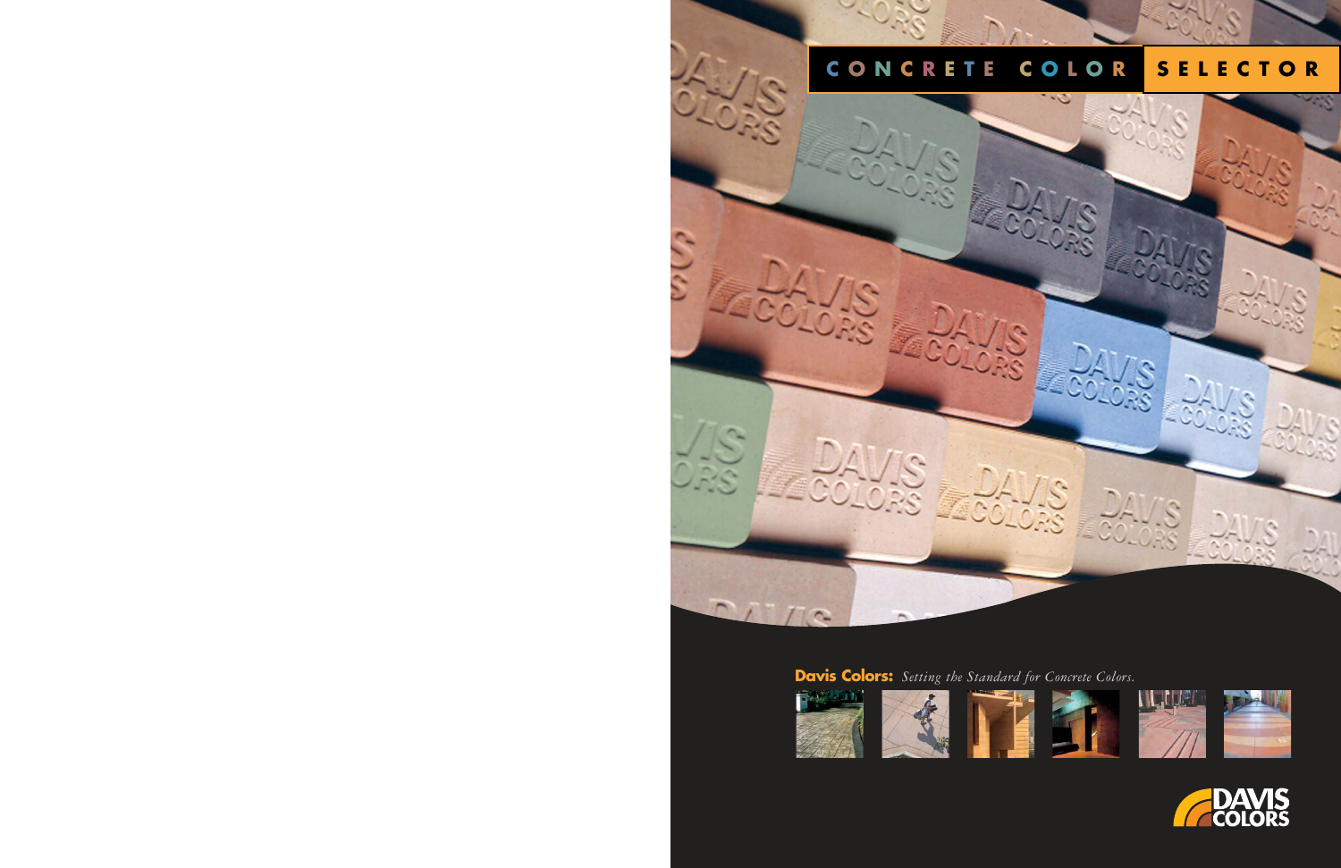# CONCRETE COLOR SELECTOR

**Davis Colors:** *Setting the Standard for Concrete Colors.*

DAVIS COLORS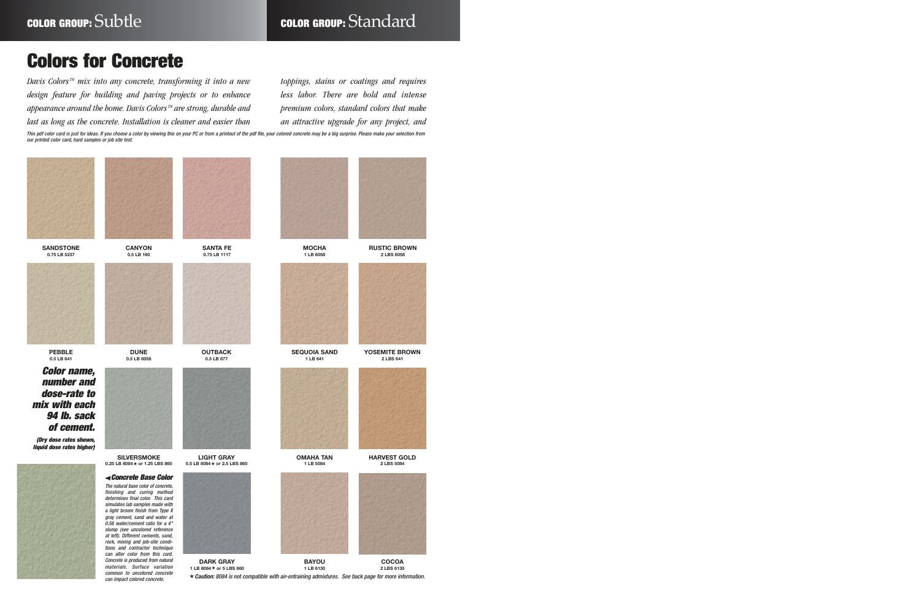**COLOR GROUP:** Subtle

**COLOR GROUP:** Standard

# Colors for Concrete

*Davis Colors™ mix into any concrete, transforming it into a new design feature for building and paving projects or to enhance appearance around the home. Davis Colors™ are strong, durable and last as long as the concrete. Installation is cleaner and easier than toppings, stains or coatings and requires less labor. There are bold and intense premium colors, standard colors that make an attractive upgrade for any project, and*

*This pdf color card is just for ideas. If you choose a color by viewing this on your PC or from a printout of the pdf file, your colored concrete may be a big surprise. Please make your selection from our printed color card, hard samples or job site test.*

**SANDSTONE**
0.75 LB 5237

**CANYON**
0.5 LB 160

**SANTA FE**
0.75 LB 1117

**MOCHA**
1 LB 6058

**RUSTIC BROWN**
2 LBS 6058

**PEBBLE**
0.5 LB 641

**DUNE**
0.5 LB 6058

**OUTBACK**
0.5 LB 677

**SEQUOIA SAND**
1 LB 641

**YOSEMITE BROWN**
2 LBS 641

***Color name, number and dose-rate to mix with each 94 lb. sack of cement.***

***(Dry dose rates shown, liquid dose rates higher)***

**SILVERSMOKE**
0.25 LB 8084★ or 1.25 LBS 860

**LIGHT GRAY**
0.5 LB 8084★ or 2.5 LBS 860

**OMAHA TAN**
1 LB 5084

**HARVEST GOLD**
2 LBS 5084

***◄Concrete Base Color***

*The natural base color of concrete, finishing and curing method determines final color. This card simulates lab samples made with a light broom finish from Type II gray cement, sand and water at 0.56 water/cement ratio for a 4" slump (see uncolored reference at left). Different cements, sand, rock, mixing and job-site conditions and contractor technique can alter color from this card. Concrete is produced from natural materials. Surface variation common to uncolored concrete can impact colored concrete.*

**DARK GRAY**
1 LB 8084★ or 5 LBS 860

**BAYOU**
1 LB 6130

**COCOA**
2 LBS 6130

★ ***Caution:*** *8084 is not compatible with air-entraining admixtures. See back page for more information.*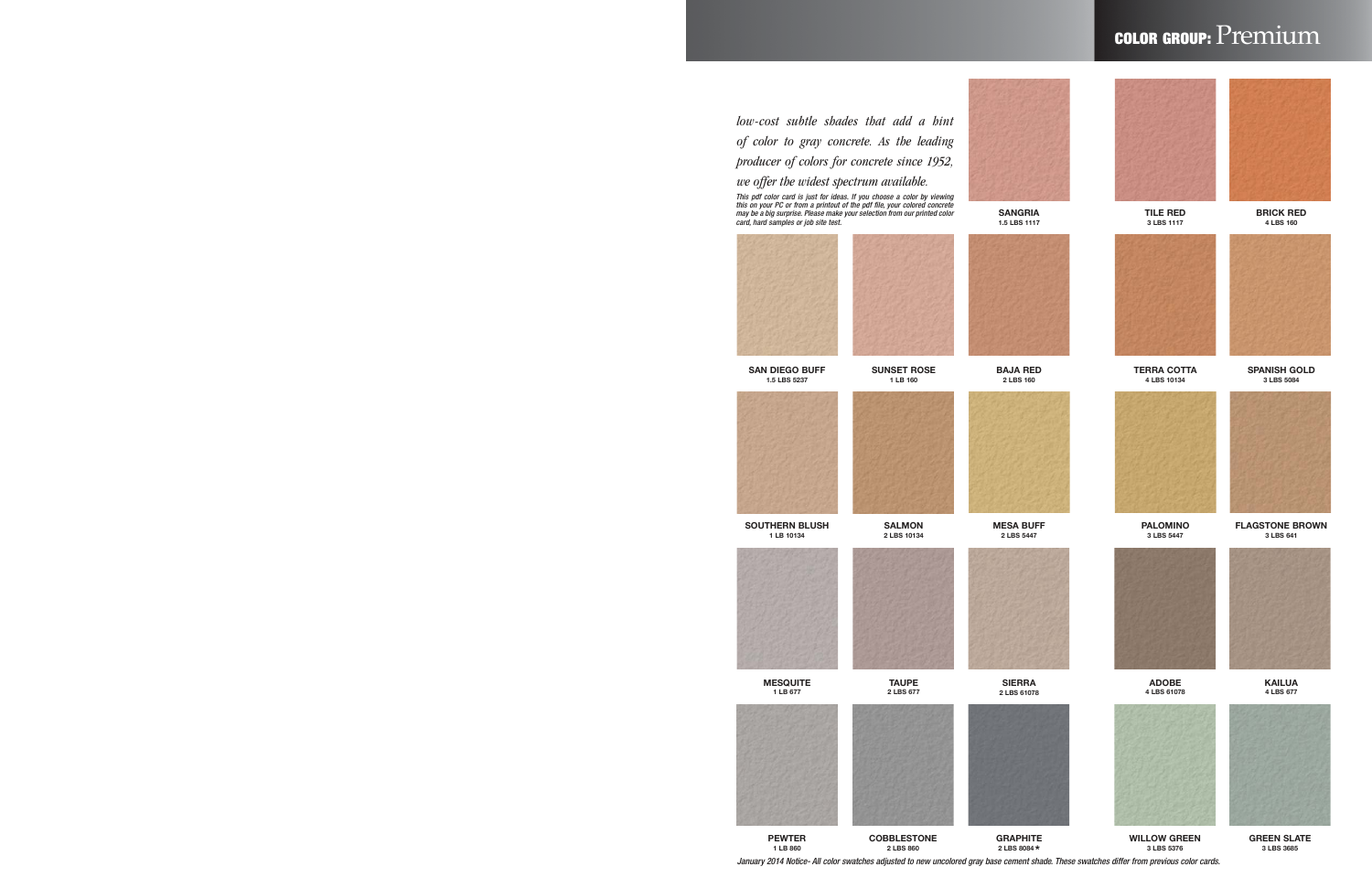# COLOR GROUP: Premium

*low-cost subtle shades that add a hint of color to gray concrete. As the leading producer of colors for concrete since 1952, we offer the widest spectrum available.*

*This pdf color card is just for ideas. If you choose a color by viewing this on your PC or from a printout of the pdf file, your colored concrete may be a big surprise. Please make your selection from our printed color card, hard samples or job site test.*

**SANGRIA**
1.5 LBS 1117

**TILE RED**
3 LBS 1117

**BRICK RED**
4 LBS 160

**SAN DIEGO BUFF**
1.5 LBS 5237

**SUNSET ROSE**
1 LB 160

**BAJA RED**
2 LBS 160

**TERRA COTTA**
4 LBS 10134

**SPANISH GOLD**
3 LBS 5084

**SOUTHERN BLUSH**
1 LB 10134

**SALMON**
2 LBS 10134

**MESA BUFF**
2 LBS 5447

**PALOMINO**
3 LBS 5447

**FLAGSTONE BROWN**
3 LBS 641

**MESQUITE**
1 LB 677

**TAUPE**
2 LBS 677

**SIERRA**
2 LBS 61078

**ADOBE**
4 LBS 61078

**KAILUA**
4 LBS 677

**PEWTER**
1 LB 860

**COBBLESTONE**
2 LBS 860

**GRAPHITE**
2 LBS 8084★

**WILLOW GREEN**
3 LBS 5376

**GREEN SLATE**
3 LBS 3685

*January 2014 Notice- All color swatches adjusted to new uncolored gray base cement shade. These swatches differ from previous color cards.*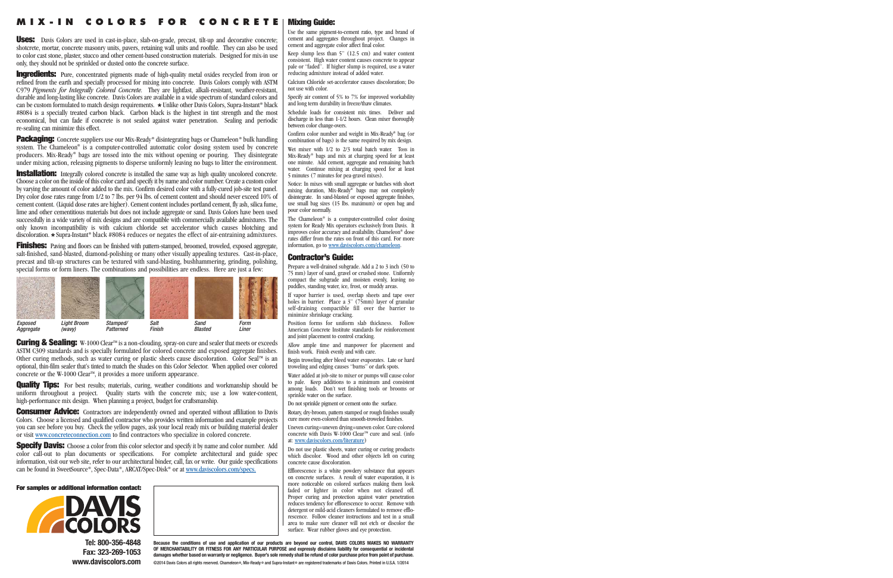# MIX-IN COLORS FOR CONCRETE

**Uses:** Davis Colors are used in cast-in-place, slab-on-grade, precast, tilt-up and decorative concrete; shotcrete, mortar, concrete masonry units, pavers, retaining wall units and rooftile. They can also be used to color cast stone, plaster, stucco and other cement-based construction materials. Designed for mix-in use only, they should not be sprinkled or dusted onto the concrete surface.

**Ingredients:** Pure, concentrated pigments made of high-quality metal oxides recycled from iron or refined from the earth and specially processed for mixing into concrete. Davis Colors comply with ASTM C979 *Pigments for Integrally Colored Concrete.* They are lightfast, alkali-resistant, weather-resistant, durable and long-lasting like concrete. Davis Colors are available in a wide spectrum of standard colors and can be custom formulated to match design requirements. ★ Unlike other Davis Colors, Supra-Instant® black #8084 is a specially treated carbon black. Carbon black is the highest in tint strength and the most economical, but can fade if concrete is not sealed against water penetration. Sealing and periodic re-sealing can minimize this effect.

**Packaging:** Concrete suppliers use our Mix-Ready® disintegrating bags or Chameleon® bulk handling system. The Chameleon® is a computer-controlled automatic color dosing system used by concrete producers. Mix-Ready® bags are tossed into the mix without opening or pouring. They disintegrate under mixing action, releasing pigments to disperse uniformly leaving no bags to litter the environment.

**Installation:** Integrally colored concrete is installed the same way as high quality uncolored concrete. Choose a color on the inside of this color card and specify it by name and color number. Create a custom color by varying the amount of color added to the mix. Confirm desired color with a fully-cured job-site test panel. Dry color dose rates range from 1/2 to 7 lbs. per 94 lbs. of cement content and should never exceed 10% of cement content. (Liquid dose rates are higher). Cement content includes portland cement, fly ash, silica fume, lime and other cementitious materials but does not include aggregate or sand. Davis Colors have been used successfully in a wide variety of mix designs and are compatible with commercially available admixtures. The only known incompatibility is with calcium chloride set accelerator which causes blotching and discoloration. ★ Supra-Instant® black #8084 reduces or negates the effect of air-entraining admixtures.

**Finishes:** Paving and floors can be finished with pattern-stamped, broomed, troweled, exposed aggregate, salt-finished, sand-blasted, diamond-polishing or many other visually appealing textures. Cast-in-place, precast and tilt-up structures can be textured with sand-blasting, bushhammering, grinding, polishing, special forms or form liners. The combinations and possibilities are endless. Here are just a few:

*Exposed Aggregate* · *Light Broom (wavy)* · *Stamped/ Patterned* · *Salt Finish* · *Sand Blasted* · *Form Liner*

**Curing & Sealing:** W-1000 Clear™ is a non-clouding, spray-on cure and sealer that meets or exceeds ASTM C309 standards and is specially formulated for colored concrete and exposed aggregate finishes. Other curing methods, such as water curing or plastic sheets cause discoloration. Color Seal™ is an optional, thin-film sealer that's tinted to match the shades on this Color Selector. When applied over colored concrete or the W-1000 Clear™, it provides a more uniform appearance.

**Quality Tips:** For best results; materials, curing, weather conditions and workmanship should be uniform throughout a project. Quality starts with the concrete mix; use a low water-content, high-performance mix design. When planning a project, budget for craftsmanship.

**Consumer Advice:** Contractors are independently owned and operated without affiliation to Davis Colors. Choose a licensed and qualified contractor who provides written information and example projects you can see before you buy. Check the yellow pages, ask your local ready mix or building material dealer or visit www.concreteconnection.com to find contractors who specialize in colored concrete.

**Specify Davis:** Choose a color from this color selector and specify it by name and color number. Add color call-out to plan documents or specifications. For complete architectural and guide spec information, visit our web site, refer to our architectural binder, call, fax or write. Our guide specifications can be found in SweetSource®, Spec-Data®, ARCAT/Spec-Disk® or at www.daviscolors.com/specs.

**For samples or additional information contact:**

DAVIS COLORS

**Tel: 800-356-4848**
**Fax: 323-269-1053**
**www.daviscolors.com**

## Mixing Guide:

Use the same pigment-to-cement ratio, type and brand of cement and aggregates throughout project. Changes in cement and aggregate color affect final color.

Keep slump less than 5'' (12.5 cm) and water content consistent. High water content causes concrete to appear pale or "faded". If higher slump is required, use a water reducing admixture instead of added water.

Calcium Chloride set-accelerator causes discoloration; Do not use with color.

Specify air content of 5% to 7% for improved workability and long term durability in freeze/thaw climates.

Schedule loads for consistent mix times. Deliver and discharge in less than 1-1/2 hours. Clean mixer thoroughly between color change-overs.

Confirm color number and weight in Mix-Ready® bag (or combination of bags) is the same required by mix design.

Wet mixer with 1/2 to 2/3 total batch water. Toss in Mix-Ready® bags and mix at charging speed for at least one minute. Add cement, aggregate and remaining batch water. Continue mixing at charging speed for at least 5 minutes (7 minutes for pea-gravel mixes).

Notice: In mixes with small aggregate or batches with short mixing duration, Mix-Ready® bags may not completely disintegrate. In sand-blasted or exposed aggregate finishes, use small bag sizes (15 lbs. maximum) or open bag and pour color normally.

The Chameleon® is a computer-controlled color dosing system for Ready Mix operators exclusively from Davis. It improves color accuracy and availability. Chameleon® dose rates differ from the rates on front of this card. For more information, go to www.daviscolors.com/chameleon.

## Contractor's Guide:

Prepare a well-drained subgrade. Add a 2 to 3 inch (50 to 75 mm) layer of sand, gravel or crushed stone. Uniformly compact the subgrade and moisten evenly, leaving no puddles, standing water, ice, frost, or muddy areas.

If vapor barrier is used, overlap sheets and tape over holes in barrier. Place a 3'' (75mm) layer of granular self-draining compactible fill over the barrier to minimize shrinkage cracking.

Position forms for uniform slab thickness. Follow American Concrete Institute standards for reinforcement and joint placement to control cracking.

Allow ample time and manpower for placement and finish work. Finish evenly and with care.

Begin troweling after bleed water evaporates. Late or hard troweling and edging causes "burns" or dark spots.

Water added at job-site to mixer or pumps will cause color to pale. Keep additions to a minimum and consistent among loads. Don't wet finishing tools or brooms or sprinkle water on the surface.

Do not sprinkle pigment or cement onto the surface.

Rotary, dry-broom, pattern stamped or rough finishes usually cure more even-colored than smooth-troweled finishes.

Uneven curing=uneven drying=uneven color. Cure colored concrete with Davis W-1000 Clear™ cure and seal. (info at: www.daviscolors.com/literature)

Do not use plastic sheets, water curing or curing products which discolor. Wood and other objects left on curing concrete cause discoloration.

Efflorescence is a white powdery substance that appears on concrete surfaces. A result of water evaporation, it is more noticeable on colored surfaces making them look faded or lighter in color when not cleaned off. Proper curing and protection against water penetration reduces tendency for efflorescence to occur. Remove with detergent or mild-acid cleaners formulated to remove efflorescence. Follow cleaner instructions and test in a small area to make sure cleaner will not etch or discolor the surface. Wear rubber gloves and eye protection.

**Because the conditions of use and application of our products are beyond our control, DAVIS COLORS MAKES NO WARRANTY OF MERCHANTABILITY OR FITNESS FOR ANY PARTICULAR PURPOSE and expressly disclaims liability for consequential or incidental damages whether based on warranty or negligence. Buyer's sole remedy shall be refund of color purchase price from point of purchase.**

©2014 Davis Colors all rights reserved. Chameleon®, Mix-Ready® and Supra-Instant® are registered trademarks of Davis Colors. Printed in U.S.A. 1/2014